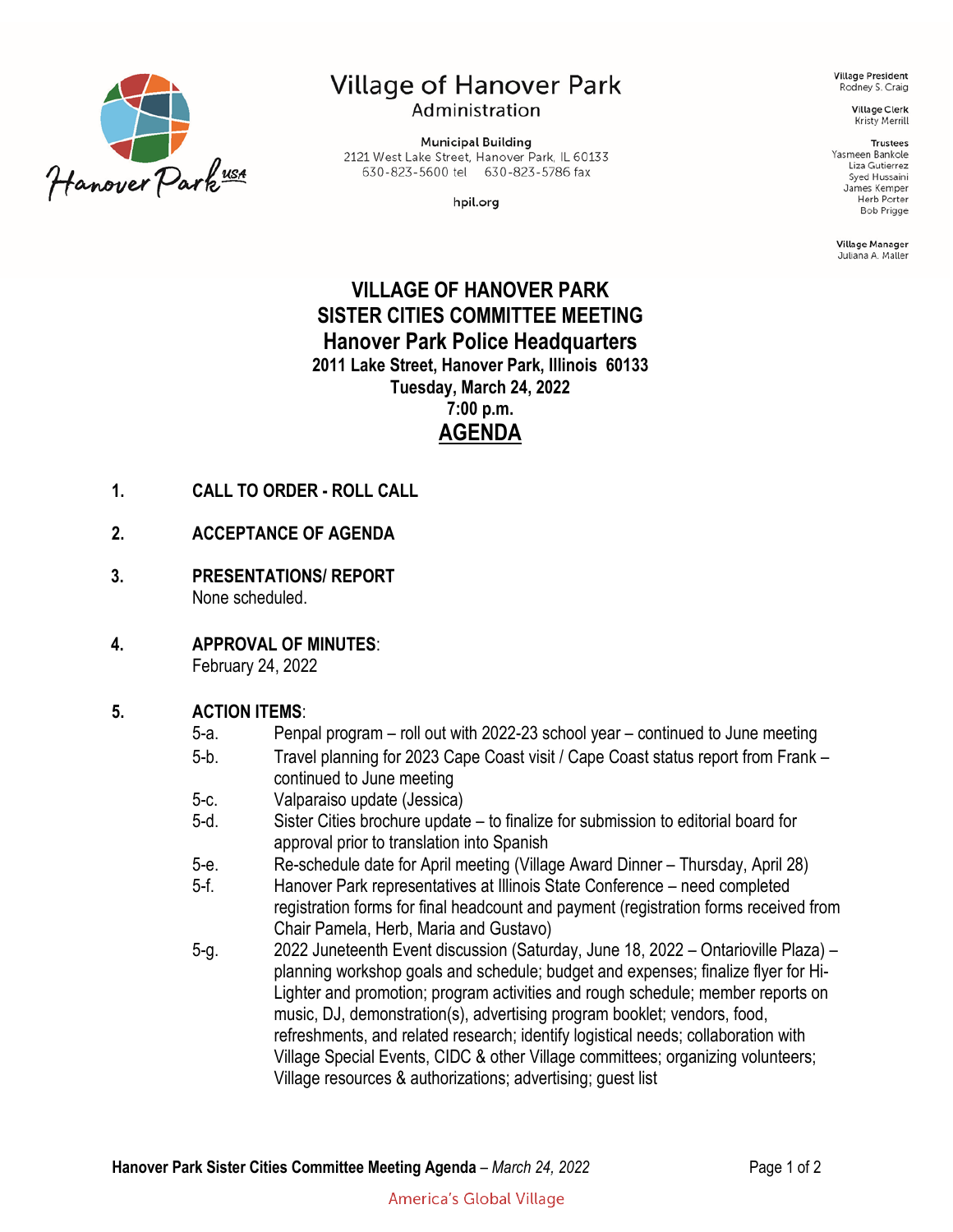Village of Hanover Park
Administration

Municipal Building
2121 West Lake Street, Hanover Park, IL 60133
630-823-5600 tel  630-823-5786 fax

hpil.org

Village President
Rodney S. Craig

Village Clerk
Kristy Merrill

Trustees
Yasmeen Bankole
Liza Gutierrez
Syed Hussaini
James Kemper
Herb Porter
Bob Prigge

Village Manager
Juliana A. Maller

# VILLAGE OF HANOVER PARK
# SISTER CITIES COMMITTEE MEETING
# Hanover Park Police Headquarters

**2011 Lake Street, Hanover Park, Illinois 60133**
**Tuesday, March 24, 2022**
**7:00 p.m.**

## AGENDA

1. **CALL TO ORDER - ROLL CALL**

2. **ACCEPTANCE OF AGENDA**

3. **PRESENTATIONS/ REPORT**
   None scheduled.

4. **APPROVAL OF MINUTES**:
   February 24, 2022

5. **ACTION ITEMS**:
   - 5-a. Penpal program – roll out with 2022-23 school year – continued to June meeting
   - 5-b. Travel planning for 2023 Cape Coast visit / Cape Coast status report from Frank – continued to June meeting
   - 5-c. Valparaiso update (Jessica)
   - 5-d. Sister Cities brochure update – to finalize for submission to editorial board for approval prior to translation into Spanish
   - 5-e. Re-schedule date for April meeting (Village Award Dinner – Thursday, April 28)
   - 5-f. Hanover Park representatives at Illinois State Conference – need completed registration forms for final headcount and payment (registration forms received from Chair Pamela, Herb, Maria and Gustavo)
   - 5-g. 2022 Juneteenth Event discussion (Saturday, June 18, 2022 – Ontarioville Plaza) – planning workshop goals and schedule; budget and expenses; finalize flyer for Hi-Lighter and promotion; program activities and rough schedule; member reports on music, DJ, demonstration(s), advertising program booklet; vendors, food, refreshments, and related research; identify logistical needs; collaboration with Village Special Events, CIDC & other Village committees; organizing volunteers; Village resources & authorizations; advertising; guest list

America's Global Village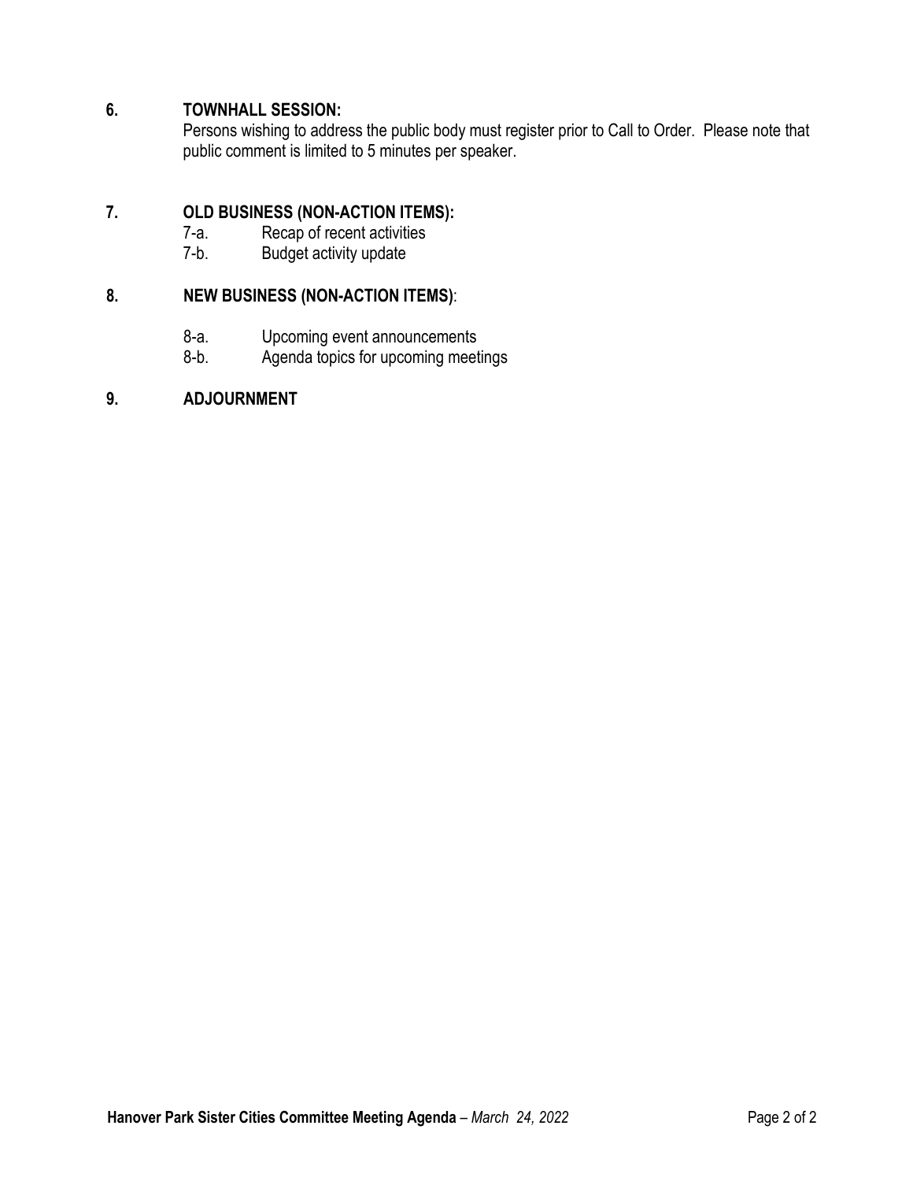**6. TOWNHALL SESSION:**

Persons wishing to address the public body must register prior to Call to Order. Please note that public comment is limited to 5 minutes per speaker.

**7. OLD BUSINESS (NON-ACTION ITEMS):**

7-a. Recap of recent activities

7-b. Budget activity update

**8. NEW BUSINESS (NON-ACTION ITEMS):**

8-a. Upcoming event announcements

8-b. Agenda topics for upcoming meetings

**9. ADJOURNMENT**